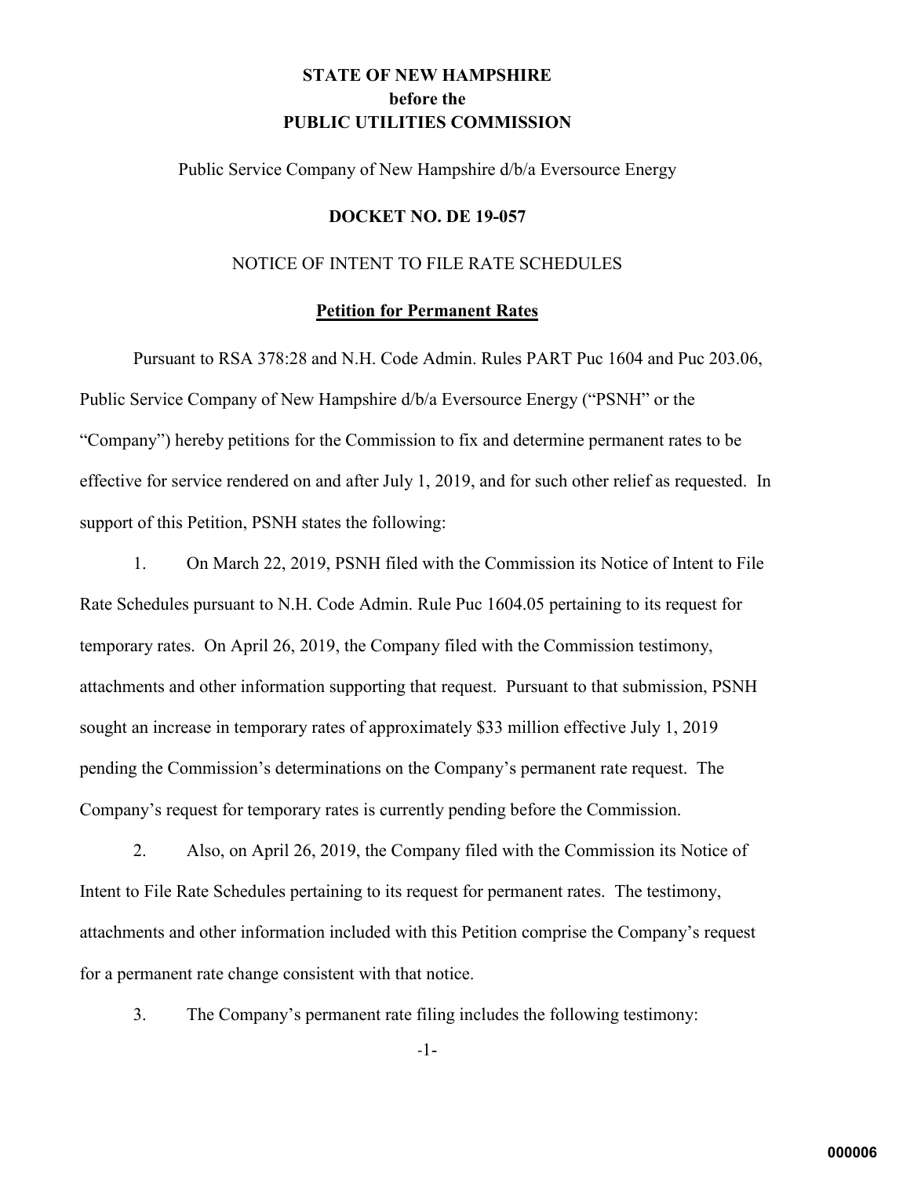**STATE OF NEW HAMPSHIRE**
**before the**
**PUBLIC UTILITIES COMMISSION**

Public Service Company of New Hampshire d/b/a Eversource Energy

**DOCKET NO. DE 19-057**

NOTICE OF INTENT TO FILE RATE SCHEDULES

**Petition for Permanent Rates**

Pursuant to RSA 378:28 and N.H. Code Admin. Rules PART Puc 1604 and Puc 203.06, Public Service Company of New Hampshire d/b/a Eversource Energy ("PSNH" or the "Company") hereby petitions for the Commission to fix and determine permanent rates to be effective for service rendered on and after July 1, 2019, and for such other relief as requested. In support of this Petition, PSNH states the following:

1. On March 22, 2019, PSNH filed with the Commission its Notice of Intent to File Rate Schedules pursuant to N.H. Code Admin. Rule Puc 1604.05 pertaining to its request for temporary rates. On April 26, 2019, the Company filed with the Commission testimony, attachments and other information supporting that request. Pursuant to that submission, PSNH sought an increase in temporary rates of approximately $33 million effective July 1, 2019 pending the Commission's determinations on the Company's permanent rate request. The Company's request for temporary rates is currently pending before the Commission.

2. Also, on April 26, 2019, the Company filed with the Commission its Notice of Intent to File Rate Schedules pertaining to its request for permanent rates. The testimony, attachments and other information included with this Petition comprise the Company's request for a permanent rate change consistent with that notice.

3. The Company's permanent rate filing includes the following testimony: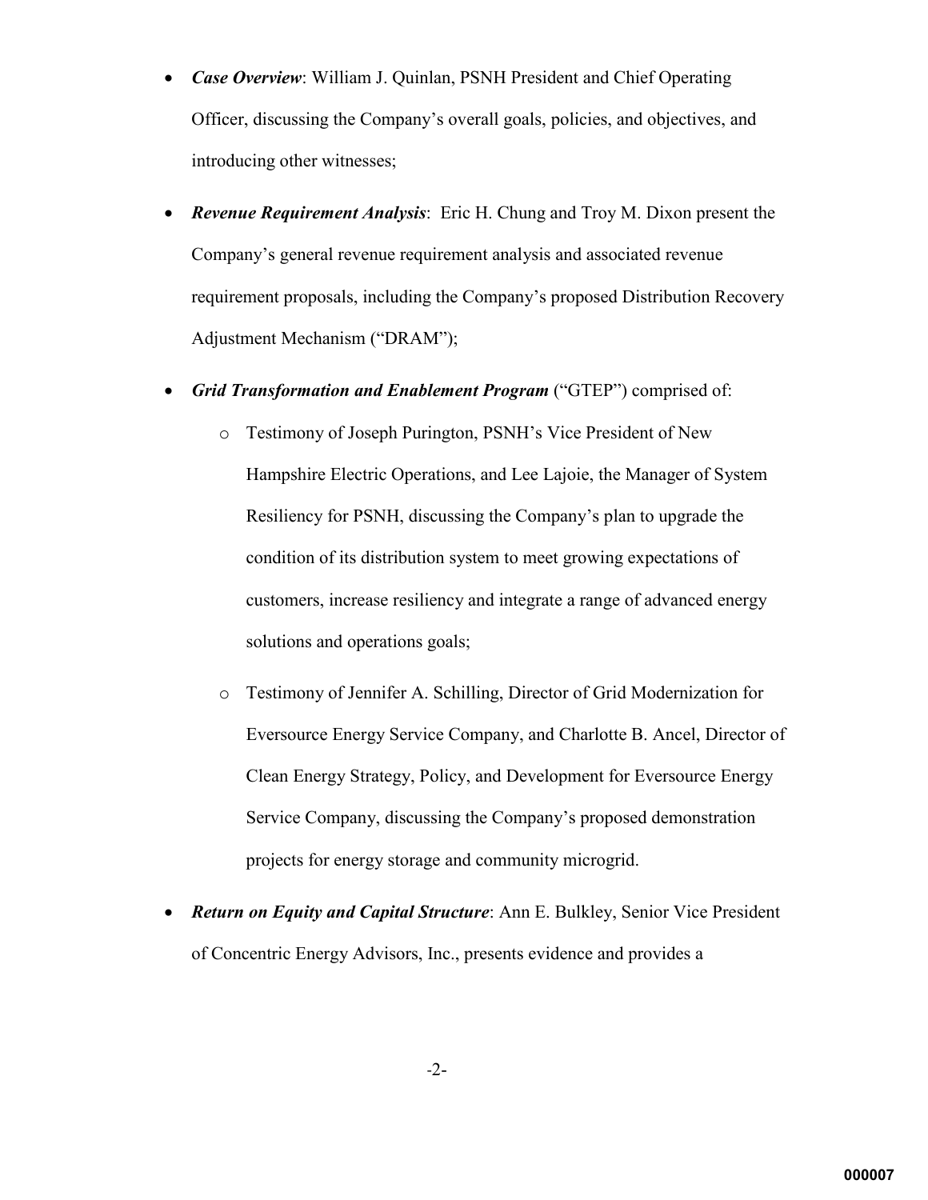- ***Case Overview***: William J. Quinlan, PSNH President and Chief Operating Officer, discussing the Company's overall goals, policies, and objectives, and introducing other witnesses;
- ***Revenue Requirement Analysis***: Eric H. Chung and Troy M. Dixon present the Company's general revenue requirement analysis and associated revenue requirement proposals, including the Company's proposed Distribution Recovery Adjustment Mechanism ("DRAM");
- ***Grid Transformation and Enablement Program*** ("GTEP") comprised of:
  - Testimony of Joseph Purington, PSNH's Vice President of New Hampshire Electric Operations, and Lee Lajoie, the Manager of System Resiliency for PSNH, discussing the Company's plan to upgrade the condition of its distribution system to meet growing expectations of customers, increase resiliency and integrate a range of advanced energy solutions and operations goals;
  - Testimony of Jennifer A. Schilling, Director of Grid Modernization for Eversource Energy Service Company, and Charlotte B. Ancel, Director of Clean Energy Strategy, Policy, and Development for Eversource Energy Service Company, discussing the Company's proposed demonstration projects for energy storage and community microgrid.
- ***Return on Equity and Capital Structure***: Ann E. Bulkley, Senior Vice President of Concentric Energy Advisors, Inc., presents evidence and provides a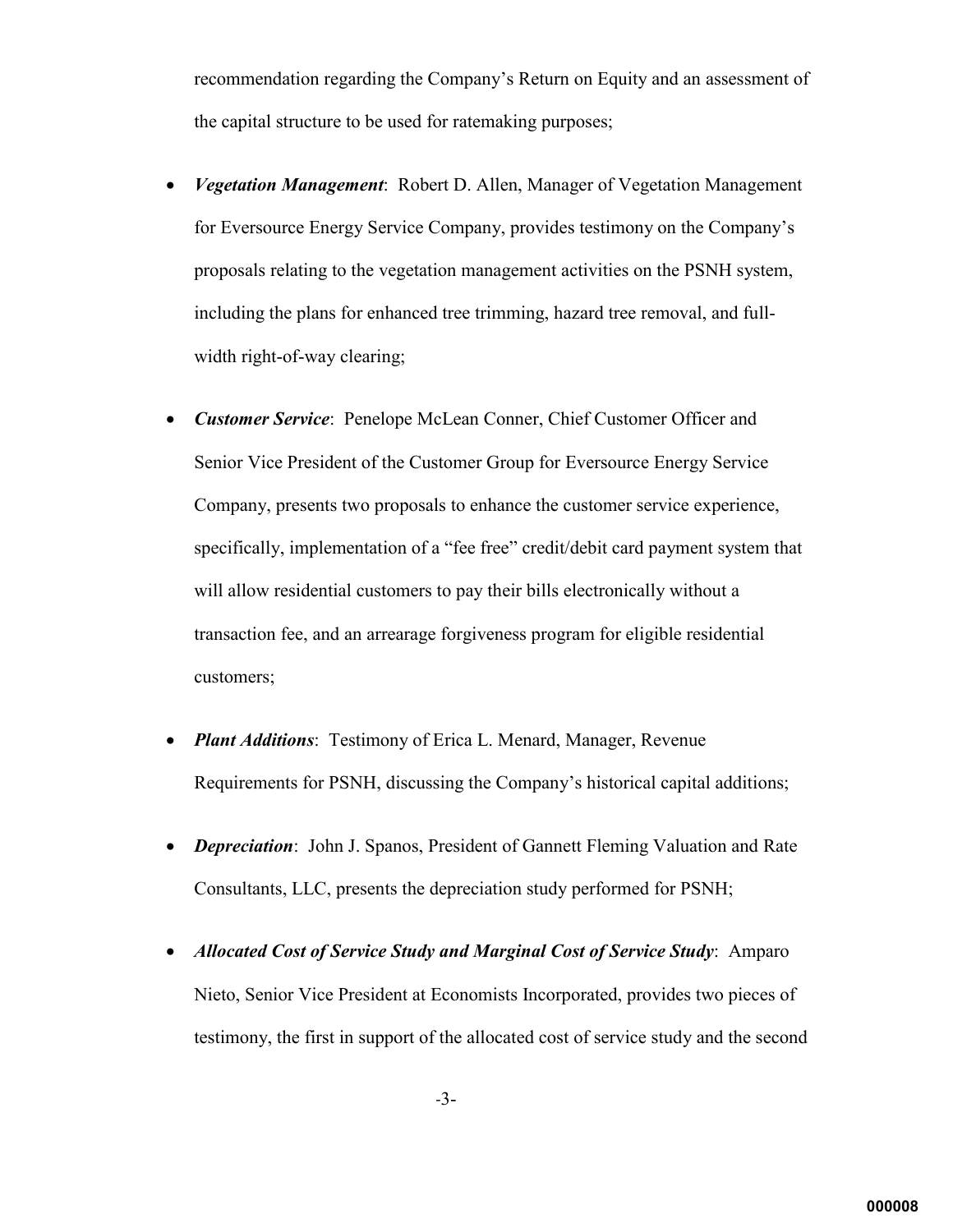recommendation regarding the Company's Return on Equity and an assessment of the capital structure to be used for ratemaking purposes;

- ***Vegetation Management***: Robert D. Allen, Manager of Vegetation Management for Eversource Energy Service Company, provides testimony on the Company's proposals relating to the vegetation management activities on the PSNH system, including the plans for enhanced tree trimming, hazard tree removal, and full-width right-of-way clearing;

- ***Customer Service***: Penelope McLean Conner, Chief Customer Officer and Senior Vice President of the Customer Group for Eversource Energy Service Company, presents two proposals to enhance the customer service experience, specifically, implementation of a "fee free" credit/debit card payment system that will allow residential customers to pay their bills electronically without a transaction fee, and an arrearage forgiveness program for eligible residential customers;

- ***Plant Additions***: Testimony of Erica L. Menard, Manager, Revenue Requirements for PSNH, discussing the Company's historical capital additions;

- ***Depreciation***: John J. Spanos, President of Gannett Fleming Valuation and Rate Consultants, LLC, presents the depreciation study performed for PSNH;

- ***Allocated Cost of Service Study and Marginal Cost of Service Study***: Amparo Nieto, Senior Vice President at Economists Incorporated, provides two pieces of testimony, the first in support of the allocated cost of service study and the second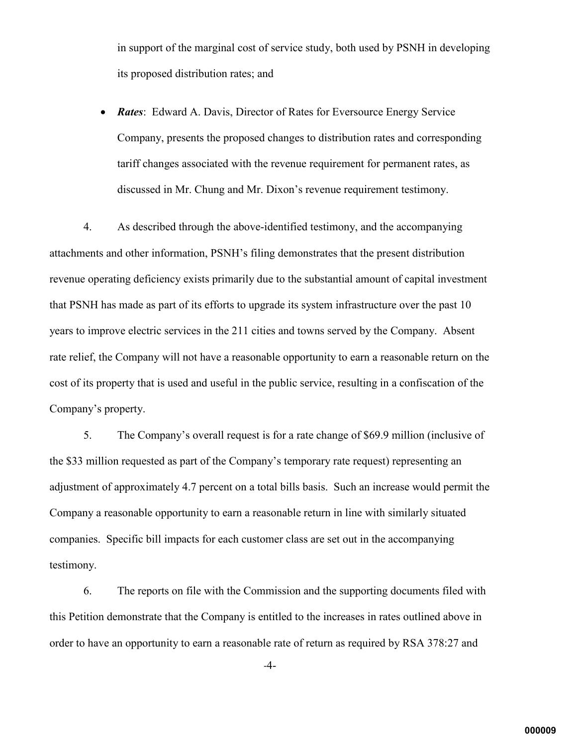in support of the marginal cost of service study, both used by PSNH in developing its proposed distribution rates; and

- ***Rates***: Edward A. Davis, Director of Rates for Eversource Energy Service Company, presents the proposed changes to distribution rates and corresponding tariff changes associated with the revenue requirement for permanent rates, as discussed in Mr. Chung and Mr. Dixon's revenue requirement testimony.

4. As described through the above-identified testimony, and the accompanying attachments and other information, PSNH's filing demonstrates that the present distribution revenue operating deficiency exists primarily due to the substantial amount of capital investment that PSNH has made as part of its efforts to upgrade its system infrastructure over the past 10 years to improve electric services in the 211 cities and towns served by the Company. Absent rate relief, the Company will not have a reasonable opportunity to earn a reasonable return on the cost of its property that is used and useful in the public service, resulting in a confiscation of the Company's property.

5. The Company's overall request is for a rate change of $69.9 million (inclusive of the $33 million requested as part of the Company's temporary rate request) representing an adjustment of approximately 4.7 percent on a total bills basis. Such an increase would permit the Company a reasonable opportunity to earn a reasonable return in line with similarly situated companies. Specific bill impacts for each customer class are set out in the accompanying testimony.

6. The reports on file with the Commission and the supporting documents filed with this Petition demonstrate that the Company is entitled to the increases in rates outlined above in order to have an opportunity to earn a reasonable rate of return as required by RSA 378:27 and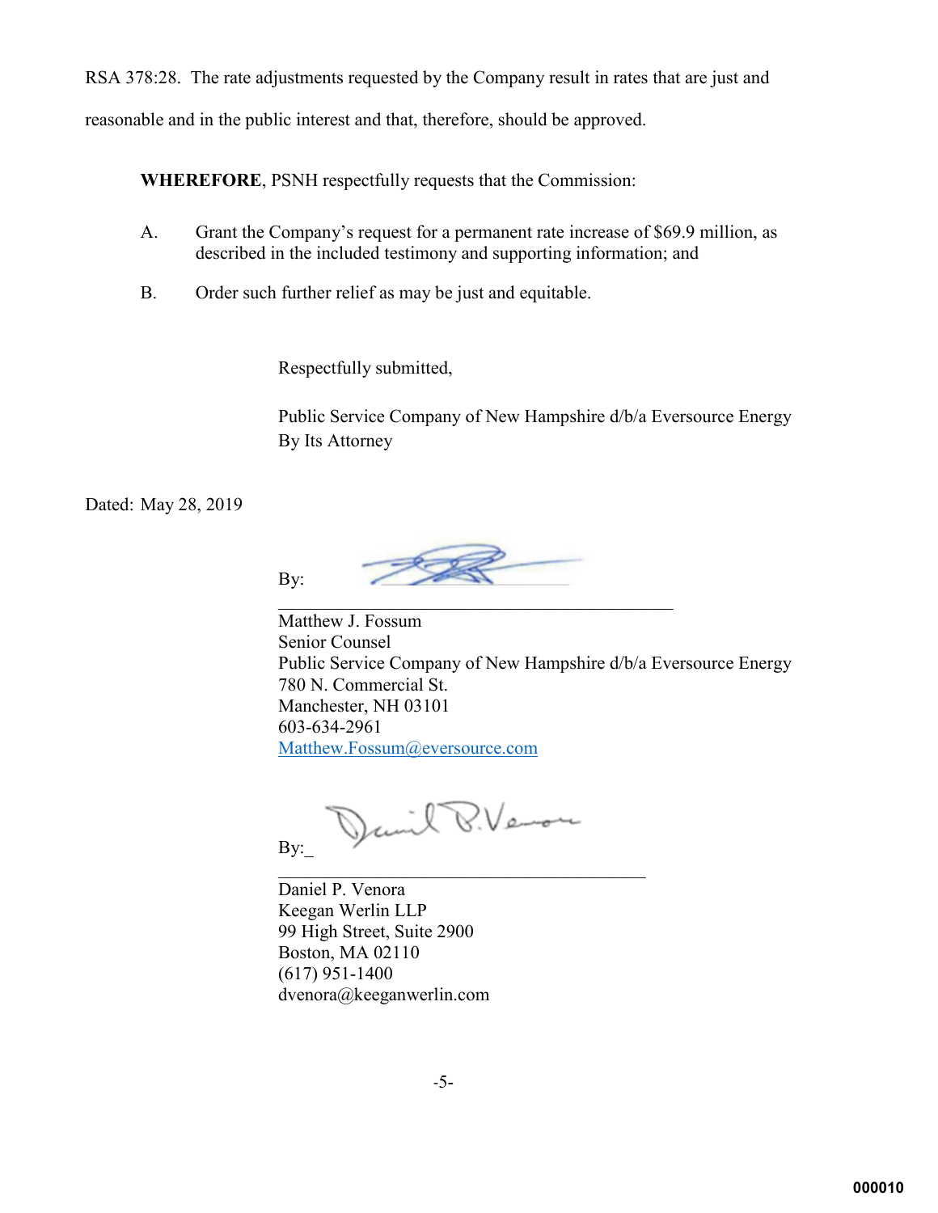RSA 378:28. The rate adjustments requested by the Company result in rates that are just and reasonable and in the public interest and that, therefore, should be approved.

**WHEREFORE**, PSNH respectfully requests that the Commission:

A. Grant the Company's request for a permanent rate increase of $69.9 million, as described in the included testimony and supporting information; and

B. Order such further relief as may be just and equitable.

Respectfully submitted,

Public Service Company of New Hampshire d/b/a Eversource Energy
By Its Attorney

Dated: May 28, 2019

By: ______________________________

Matthew J. Fossum
Senior Counsel
Public Service Company of New Hampshire d/b/a Eversource Energy
780 N. Commercial St.
Manchester, NH 03101
603-634-2961
Matthew.Fossum@eversource.com

By:_ ______________________________

Daniel P. Venora
Keegan Werlin LLP
99 High Street, Suite 2900
Boston, MA 02110
(617) 951-1400
dvenora@keeganwerlin.com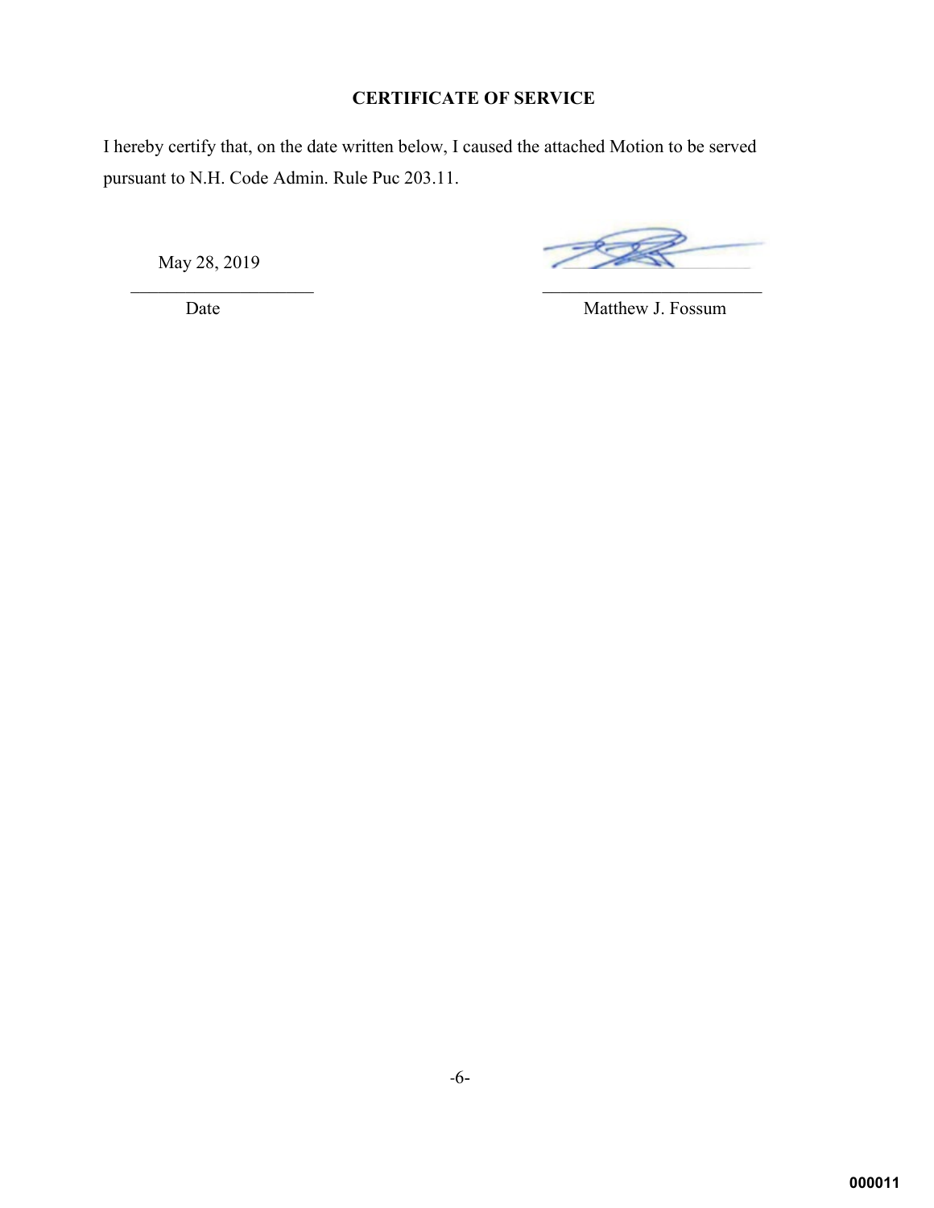## CERTIFICATE OF SERVICE

I hereby certify that, on the date written below, I caused the attached Motion to be served pursuant to N.H. Code Admin. Rule Puc 203.11.

| | |
|---|---|
| May 28, 2019 | |
| Date | Matthew J. Fossum |